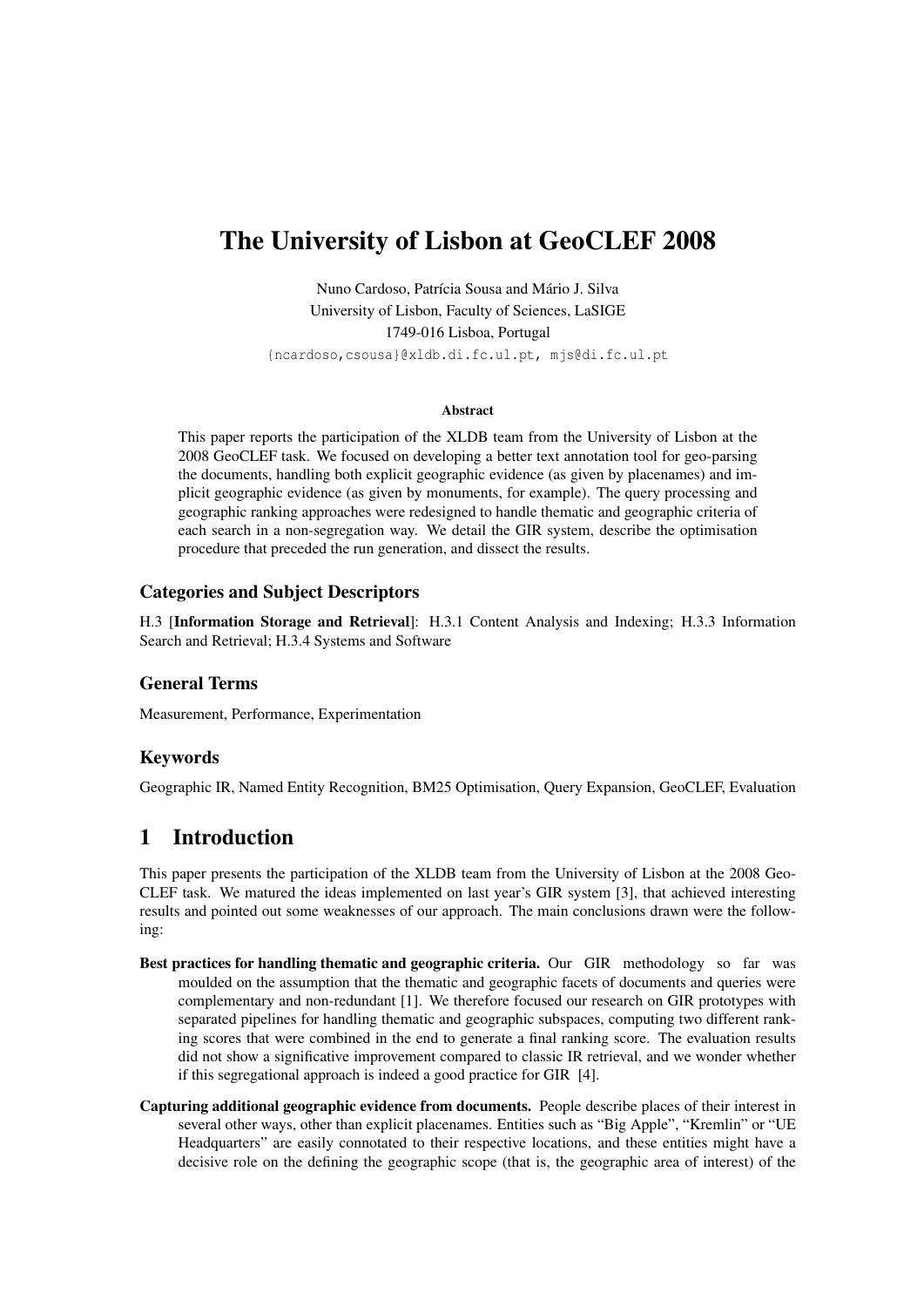# The University of Lisbon at GeoCLEF 2008

Nuno Cardoso, Patrícia Sousa and Mário J. Silva
University of Lisbon, Faculty of Sciences, LaSIGE
1749-016 Lisboa, Portugal
{ncardoso,csousa}@xldb.di.fc.ul.pt, mjs@di.fc.ul.pt

#### Abstract

This paper reports the participation of the XLDB team from the University of Lisbon at the 2008 GeoCLEF task. We focused on developing a better text annotation tool for geo-parsing the documents, handling both explicit geographic evidence (as given by placenames) and implicit geographic evidence (as given by monuments, for example). The query processing and geographic ranking approaches were redesigned to handle thematic and geographic criteria of each search in a non-segregation way. We detail the GIR system, describe the optimisation procedure that preceded the run generation, and dissect the results.

### Categories and Subject Descriptors

H.3 [**Information Storage and Retrieval**]: H.3.1 Content Analysis and Indexing; H.3.3 Information Search and Retrieval; H.3.4 Systems and Software

### General Terms

Measurement, Performance, Experimentation

### Keywords

Geographic IR, Named Entity Recognition, BM25 Optimisation, Query Expansion, GeoCLEF, Evaluation

## 1 Introduction

This paper presents the participation of the XLDB team from the University of Lisbon at the 2008 GeoCLEF task. We matured the ideas implemented on last year's GIR system [3], that achieved interesting results and pointed out some weaknesses of our approach. The main conclusions drawn were the following:

**Best practices for handling thematic and geographic criteria.** Our GIR methodology so far was moulded on the assumption that the thematic and geographic facets of documents and queries were complementary and non-redundant [1]. We therefore focused our research on GIR prototypes with separated pipelines for handling thematic and geographic subspaces, computing two different ranking scores that were combined in the end to generate a final ranking score. The evaluation results did not show a significative improvement compared to classic IR retrieval, and we wonder whether if this segregational approach is indeed a good practice for GIR [4].

**Capturing additional geographic evidence from documents.** People describe places of their interest in several other ways, other than explicit placenames. Entities such as "Big Apple", "Kremlin" or "UE Headquarters" are easily connotated to their respective locations, and these entities might have a decisive role on the defining the geographic scope (that is, the geographic area of interest) of the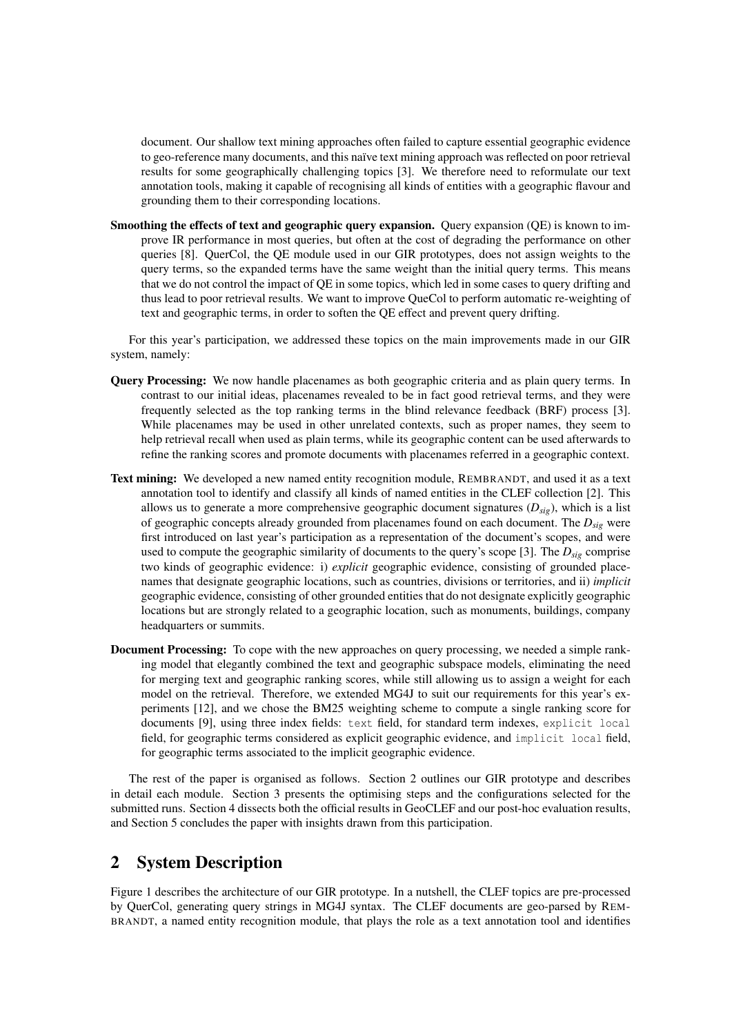document. Our shallow text mining approaches often failed to capture essential geographic evidence to geo-reference many documents, and this naïve text mining approach was reflected on poor retrieval results for some geographically challenging topics [3]. We therefore need to reformulate our text annotation tools, making it capable of recognising all kinds of entities with a geographic flavour and grounding them to their corresponding locations.

**Smoothing the effects of text and geographic query expansion.** Query expansion (QE) is known to improve IR performance in most queries, but often at the cost of degrading the performance on other queries [8]. QuerCol, the QE module used in our GIR prototypes, does not assign weights to the query terms, so the expanded terms have the same weight than the initial query terms. This means that we do not control the impact of QE in some topics, which led in some cases to query drifting and thus lead to poor retrieval results. We want to improve QueCol to perform automatic re-weighting of text and geographic terms, in order to soften the QE effect and prevent query drifting.

For this year's participation, we addressed these topics on the main improvements made in our GIR system, namely:

**Query Processing:** We now handle placenames as both geographic criteria and as plain query terms. In contrast to our initial ideas, placenames revealed to be in fact good retrieval terms, and they were frequently selected as the top ranking terms in the blind relevance feedback (BRF) process [3]. While placenames may be used in other unrelated contexts, such as proper names, they seem to help retrieval recall when used as plain terms, while its geographic content can be used afterwards to refine the ranking scores and promote documents with placenames referred in a geographic context.

**Text mining:** We developed a new named entity recognition module, REMBRANDT, and used it as a text annotation tool to identify and classify all kinds of named entities in the CLEF collection [2]. This allows us to generate a more comprehensive geographic document signatures ($D_{sig}$), which is a list of geographic concepts already grounded from placenames found on each document. The $D_{sig}$ were first introduced on last year's participation as a representation of the document's scopes, and were used to compute the geographic similarity of documents to the query's scope [3]. The $D_{sig}$ comprise two kinds of geographic evidence: i) *explicit* geographic evidence, consisting of grounded placenames that designate geographic locations, such as countries, divisions or territories, and ii) *implicit* geographic evidence, consisting of other grounded entities that do not designate explicitly geographic locations but are strongly related to a geographic location, such as monuments, buildings, company headquarters or summits.

**Document Processing:** To cope with the new approaches on query processing, we needed a simple ranking model that elegantly combined the text and geographic subspace models, eliminating the need for merging text and geographic ranking scores, while still allowing us to assign a weight for each model on the retrieval. Therefore, we extended MG4J to suit our requirements for this year's experiments [12], and we chose the BM25 weighting scheme to compute a single ranking score for documents [9], using three index fields: `text` field, for standard term indexes, `explicit local` field, for geographic terms considered as explicit geographic evidence, and `implicit local` field, for geographic terms associated to the implicit geographic evidence.

The rest of the paper is organised as follows. Section 2 outlines our GIR prototype and describes in detail each module. Section 3 presents the optimising steps and the configurations selected for the submitted runs. Section 4 dissects both the official results in GeoCLEF and our post-hoc evaluation results, and Section 5 concludes the paper with insights drawn from this participation.

## 2 System Description

Figure 1 describes the architecture of our GIR prototype. In a nutshell, the CLEF topics are pre-processed by QuerCol, generating query strings in MG4J syntax. The CLEF documents are geo-parsed by REMBRANDT, a named entity recognition module, that plays the role as a text annotation tool and identifies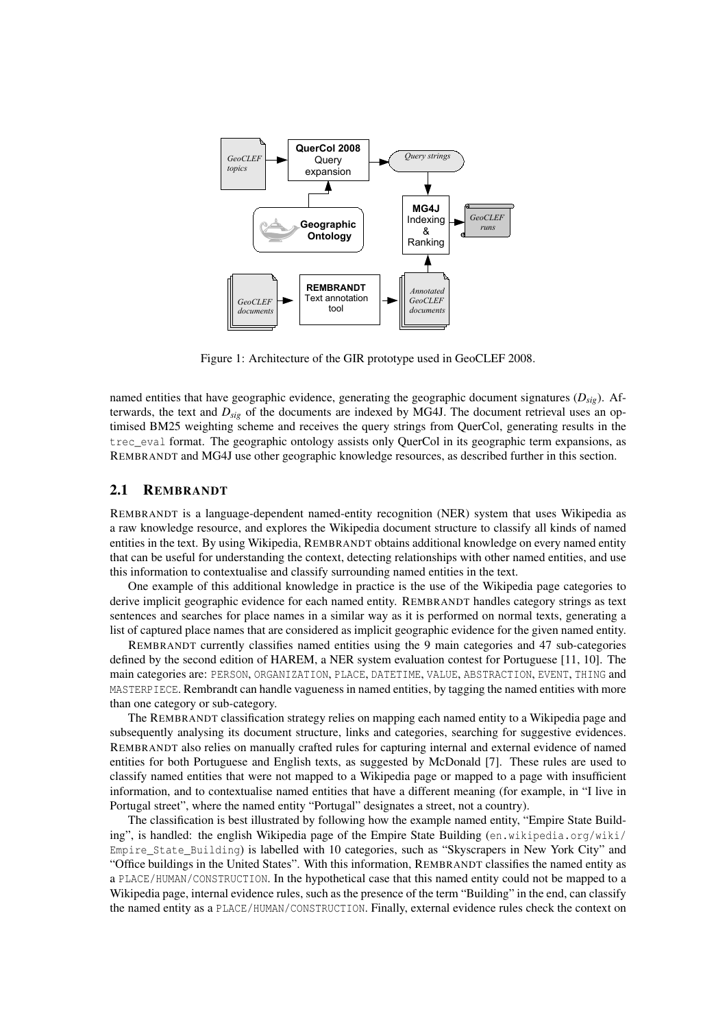Figure 1: Architecture of the GIR prototype used in GeoCLEF 2008.

named entities that have geographic evidence, generating the geographic document signatures ($D_{sig}$). Afterwards, the text and $D_{sig}$ of the documents are indexed by MG4J. The document retrieval uses an optimised BM25 weighting scheme and receives the query strings from QuerCol, generating results in the `trec_eval` format. The geographic ontology assists only QuerCol in its geographic term expansions, as REMBRANDT and MG4J use other geographic knowledge resources, as described further in this section.

## 2.1 REMBRANDT

REMBRANDT is a language-dependent named-entity recognition (NER) system that uses Wikipedia as a raw knowledge resource, and explores the Wikipedia document structure to classify all kinds of named entities in the text. By using Wikipedia, REMBRANDT obtains additional knowledge on every named entity that can be useful for understanding the context, detecting relationships with other named entities, and use this information to contextualise and classify surrounding named entities in the text.

One example of this additional knowledge in practice is the use of the Wikipedia page categories to derive implicit geographic evidence for each named entity. REMBRANDT handles category strings as text sentences and searches for place names in a similar way as it is performed on normal texts, generating a list of captured place names that are considered as implicit geographic evidence for the given named entity.

REMBRANDT currently classifies named entities using the 9 main categories and 47 sub-categories defined by the second edition of HAREM, a NER system evaluation contest for Portuguese [11, 10]. The main categories are: `PERSON`, `ORGANIZATION`, `PLACE`, `DATETIME`, `VALUE`, `ABSTRACTION`, `EVENT`, `THING` and `MASTERPIECE`. Rembrandt can handle vagueness in named entities, by tagging the named entities with more than one category or sub-category.

The REMBRANDT classification strategy relies on mapping each named entity to a Wikipedia page and subsequently analysing its document structure, links and categories, searching for suggestive evidences. REMBRANDT also relies on manually crafted rules for capturing internal and external evidence of named entities for both Portuguese and English texts, as suggested by McDonald [7]. These rules are used to classify named entities that were not mapped to a Wikipedia page or mapped to a page with insufficient information, and to contextualise named entities that have a different meaning (for example, in "I live in Portugal street", where the named entity "Portugal" designates a street, not a country).

The classification is best illustrated by following how the example named entity, "Empire State Building", is handled: the english Wikipedia page of the Empire State Building (`en.wikipedia.org/wiki/Empire_State_Building`) is labelled with 10 categories, such as "Skyscrapers in New York City" and "Office buildings in the United States". With this information, REMBRANDT classifies the named entity as a `PLACE/HUMAN/CONSTRUCTION`. In the hypothetical case that this named entity could not be mapped to a Wikipedia page, internal evidence rules, such as the presence of the term "Building" in the end, can classify the named entity as a `PLACE/HUMAN/CONSTRUCTION`. Finally, external evidence rules check the context on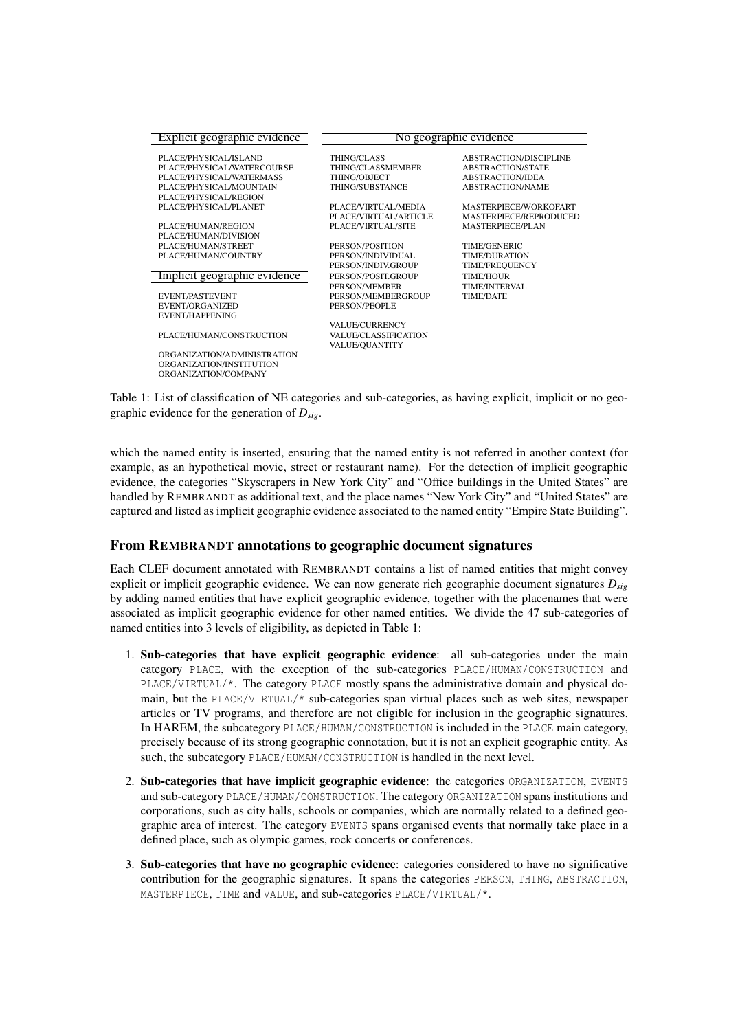| Explicit geographic evidence | No geographic evidence | |
|---|---|---|
| PLACE/PHYSICAL/ISLAND | THING/CLASS | ABSTRACTION/DISCIPLINE |
| PLACE/PHYSICAL/WATERCOURSE | THING/CLASSMEMBER | ABSTRACTION/STATE |
| PLACE/PHYSICAL/WATERMASS | THING/OBJECT | ABSTRACTION/IDEA |
| PLACE/PHYSICAL/MOUNTAIN | THING/SUBSTANCE | ABSTRACTION/NAME |
| PLACE/PHYSICAL/REGION | | |
| PLACE/PHYSICAL/PLANET | PLACE/VIRTUAL/MEDIA | MASTERPIECE/WORKOFART |
| | PLACE/VIRTUAL/ARTICLE | MASTERPIECE/REPRODUCED |
| PLACE/HUMAN/REGION | PLACE/VIRTUAL/SITE | MASTERPIECE/PLAN |
| PLACE/HUMAN/DIVISION | | |
| PLACE/HUMAN/STREET | PERSON/POSITION | TIME/GENERIC |
| PLACE/HUMAN/COUNTRY | PERSON/INDIVIDUAL | TIME/DURATION |
| | PERSON/INDIV.GROUP | TIME/FREQUENCY |
| **Implicit geographic evidence** | PERSON/POSIT.GROUP | TIME/HOUR |
| | PERSON/MEMBER | TIME/INTERVAL |
| EVENT/PASTEVENT | PERSON/MEMBERGROUP | TIME/DATE |
| EVENT/ORGANIZED | PERSON/PEOPLE | |
| EVENT/HAPPENING | | |
| | VALUE/CURRENCY | |
| PLACE/HUMAN/CONSTRUCTION | VALUE/CLASSIFICATION | |
| | VALUE/QUANTITY | |
| ORGANIZATION/ADMINISTRATION | | |
| ORGANIZATION/INSTITUTION | | |
| ORGANIZATION/COMPANY | | |

Table 1: List of classification of NE categories and sub-categories, as having explicit, implicit or no geographic evidence for the generation of $D_{sig}$.

which the named entity is inserted, ensuring that the named entity is not referred in another context (for example, as an hypothetical movie, street or restaurant name). For the detection of implicit geographic evidence, the categories "Skyscrapers in New York City" and "Office buildings in the United States" are handled by REMBRANDT as additional text, and the place names "New York City" and "United States" are captured and listed as implicit geographic evidence associated to the named entity "Empire State Building".

## From REMBRANDT annotations to geographic document signatures

Each CLEF document annotated with REMBRANDT contains a list of named entities that might convey explicit or implicit geographic evidence. We can now generate rich geographic document signatures $D_{sig}$ by adding named entities that have explicit geographic evidence, together with the placenames that were associated as implicit geographic evidence for other named entities. We divide the 47 sub-categories of named entities into 3 levels of eligibility, as depicted in Table 1:

1. **Sub-categories that have explicit geographic evidence**: all sub-categories under the main category `PLACE`, with the exception of the sub-categories `PLACE/HUMAN/CONSTRUCTION` and `PLACE/VIRTUAL/*`. The category `PLACE` mostly spans the administrative domain and physical domain, but the `PLACE/VIRTUAL/*` sub-categories span virtual places such as web sites, newspaper articles or TV programs, and therefore are not eligible for inclusion in the geographic signatures. In HAREM, the subcategory `PLACE/HUMAN/CONSTRUCTION` is included in the `PLACE` main category, precisely because of its strong geographic connotation, but it is not an explicit geographic entity. As such, the subcategory `PLACE/HUMAN/CONSTRUCTION` is handled in the next level.

2. **Sub-categories that have implicit geographic evidence**: the categories `ORGANIZATION`, `EVENTS` and sub-category `PLACE/HUMAN/CONSTRUCTION`. The category `ORGANIZATION` spans institutions and corporations, such as city halls, schools or companies, which are normally related to a defined geographic area of interest. The category `EVENTS` spans organised events that normally take place in a defined place, such as olympic games, rock concerts or conferences.

3. **Sub-categories that have no geographic evidence**: categories considered to have no significative contribution for the geographic signatures. It spans the categories `PERSON`, `THING`, `ABSTRACTION`, `MASTERPIECE`, `TIME` and `VALUE`, and sub-categories `PLACE/VIRTUAL/*`.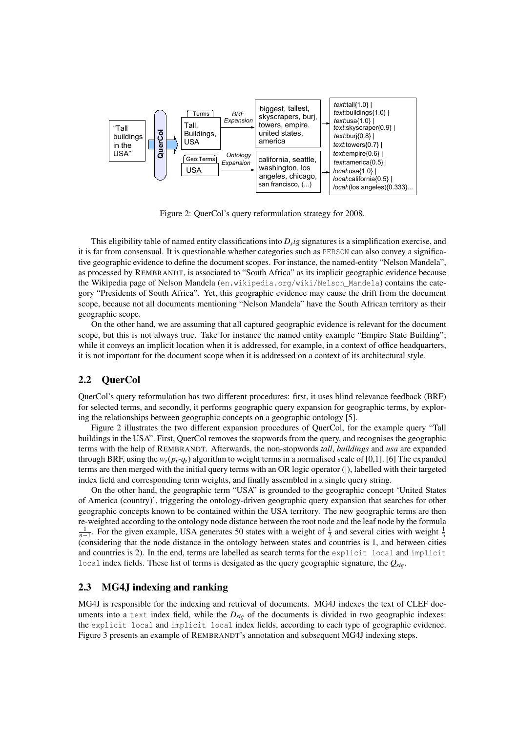"Tall buildings in the USA" → QuerCol → Terms: Tall, Buildings, USA → BRF Expansion → biggest, tallest, skyscrapers, burj, towers, empire. united states, america

Geo:Terms: USA → Ontology Expansion → california, seattle, washington, los angeles, chicago, san francisco, (...)

*text*:tall{1.0} | *text*:buildings{1.0} | *text*:usa{1.0} | *text*:skyscraper{0.9} | *text*:burj{0.8} | *text*:towers{0.7} | *text*:empire{0.6} | *text*:america{0.5} | *local*:usa{1.0} | *local*:california{0.5} | *local*:(los angeles){0.333}...

Figure 2: QuerCol's query reformulation strategy for 2008.

This eligibility table of named entity classifications into $D_sig$ signatures is a simplification exercise, and it is far from consensual. It is questionable whether categories such as `PERSON` can also convey a significative geographic evidence to define the document scopes. For instance, the named-entity "Nelson Mandela", as processed by REMBRANDT, is associated to "South Africa" as its implicit geographic evidence because the Wikipedia page of Nelson Mandela (`en.wikipedia.org/wiki/Nelson_Mandela`) contains the category "Presidents of South Africa". Yet, this geographic evidence may cause the drift from the document scope, because not all documents mentioning "Nelson Mandela" have the South African territory as their geographic scope.

On the other hand, we are assuming that all captured geographic evidence is relevant for the document scope, but this is not always true. Take for instance the named entity example "Empire State Building"; while it conveys an implicit location when it is addressed, for example, in a context of office headquarters, it is not important for the document scope when it is addressed on a context of its architectural style.

## 2.2 QuerCol

QuerCol's query reformulation has two different procedures: first, it uses blind relevance feedback (BRF) for selected terms, and secondly, it performs geographic query expansion for geographic terms, by exploring the relationships between geographic concepts on a geographic ontology [5].

Figure 2 illustrates the two different expansion procedures of QuerCol, for the example query "Tall buildings in the USA". First, QuerCol removes the stopwords from the query, and recognises the geographic terms with the help of REMBRANDT. Afterwards, the non-stopwords *tall*, *buildings* and *usa* are expanded through BRF, using the $w_t(p_t\text{-}q_t)$ algorithm to weight terms in a normalised scale of [0,1]. [6] The expanded terms are then merged with the initial query terms with an OR logic operator (|), labelled with their targeted index field and corresponding term weights, and finally assembled in a single query string.

On the other hand, the geographic term "USA" is grounded to the geographic concept 'United States of America (country)', triggering the ontology-driven geographic query expansion that searches for other geographic concepts known to be contained within the USA territory. The new geographic terms are then re-weighted according to the ontology node distance between the root node and the leaf node by the formula $\frac{1}{n-1}$. For the given example, USA generates 50 states with a weight of $\frac{1}{2}$ and several cities with weight $\frac{1}{3}$ (considering that the node distance in the ontology between states and countries is 1, and between cities and countries is 2). In the end, terms are labelled as search terms for the `explicit local` and `implicit local` index fields. These list of terms is desigated as the query geographic signature, the $Q_{sig}$.

## 2.3 MG4J indexing and ranking

MG4J is responsible for the indexing and retrieval of documents. MG4J indexes the text of CLEF documents into a `text` index field, while the $D_{sig}$ of the documents is divided in two geographic indexes: the `explicit local` and `implicit local` index fields, according to each type of geographic evidence. Figure 3 presents an example of REMBRANDT's annotation and subsequent MG4J indexing steps.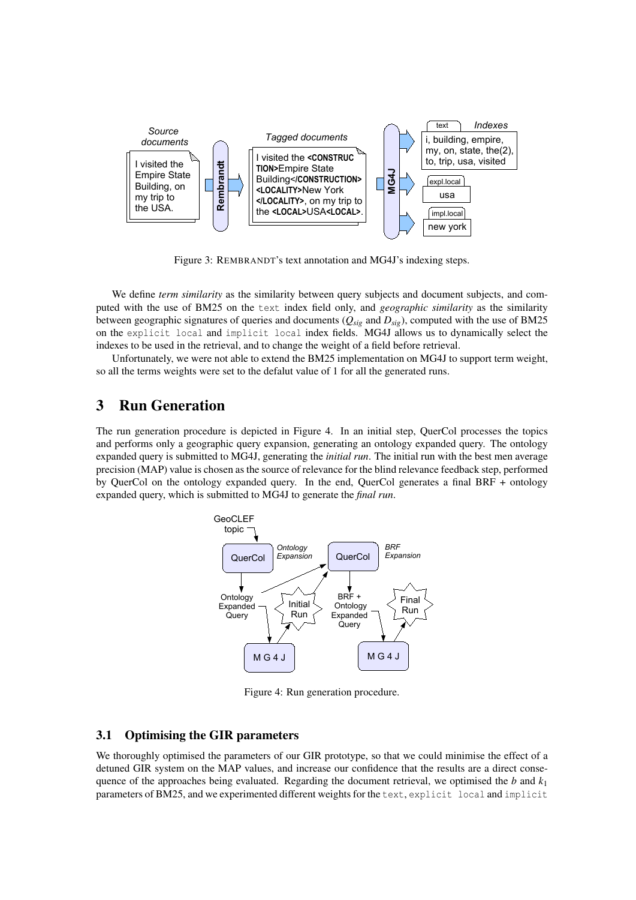Figure 3: REMBRANDT's text annotation and MG4J's indexing steps.

We define *term similarity* as the similarity between query subjects and document subjects, and computed with the use of BM25 on the `text` index field only, and *geographic similarity* as the similarity between geographic signatures of topics and documents ($Q_{sig}$ and $D_{sig}$), computed with the use of BM25 on the `explicit local` and `implicit local` index fields. MG4J allows us to dynamically select the indexes to be used in the retrieval, and to change the weight of a field before retrieval.

Unfortunately, we were not able to extend the BM25 implementation on MG4J to support term weight, so all the terms weights were set to the defalut value of 1 for all the generated runs.

# 3 Run Generation

The run generation procedure is depicted in Figure 4. In an initial step, QuerCol processes the topics and performs only a geographic query expansion, generating an ontology expanded query. The ontology expanded query is submitted to MG4J, generating the *initial run*. The initial run with the best men average precision (MAP) value is chosen as the source of relevance for the blind relevance feedback step, performed by QuerCol on the ontology expanded query. In the end, QuerCol generates a final BRF + ontology expanded query, which is submitted to MG4J to generate the *final run*.

Figure 4: Run generation procedure.

## 3.1 Optimising the GIR parameters

We thoroughly optimised the parameters of our GIR prototype, so that we could minimise the effect of a detuned GIR system on the MAP values, and increase our confidence that the results are a direct consequence of the approaches being evaluated. Regarding the document retrieval, we optimised the $b$ and $k_1$ parameters of BM25, and we experimented different weights for the `text`, `explicit local` and `implicit`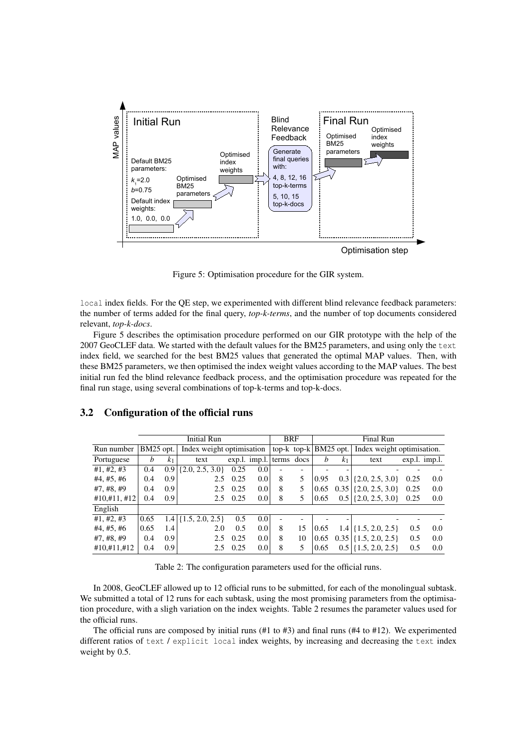Figure 5: Optimisation procedure for the GIR system.

`local` index fields. For the QE step, we experimented with different blind relevance feedback parameters: the number of terms added for the final query, *top-k-terms*, and the number of top documents considered relevant, *top-k-docs*.

Figure 5 describes the optimisation procedure performed on our GIR prototype with the help of the 2007 GeoCLEF data. We started with the default values for the BM25 parameters, and using only the `text` index field, we searched for the best BM25 values that generated the optimal MAP values. Then, with these BM25 parameters, we then optimised the index weight values according to the MAP values. The best initial run fed the blind relevance feedback process, and the optimisation procedure was repeated for the final run stage, using several combinations of top-k-terms and top-k-docs.

## 3.2 Configuration of the official runs

| | Initial Run | | | | | BRF | | Final Run | | | | |
|---|---|---|---|---|---|---|---|---|---|---|---|---|
| Run number | BM25 opt. | | Index weight optimisation | | | top-k | top-k | BM25 opt. | | Index weight optimisation. | | |
| Portuguese | $b$ | $k_1$ | text | exp.l. | imp.l. | terms | docs | $b$ | $k_1$ | text | exp.l. | imp.l. |
| #1, #2, #3 | 0.4 | 0.9 | {2.0, 2.5, 3.0} | 0.25 | 0.0 | - | - | - | - | - | - | - |
| #4, #5, #6 | 0.4 | 0.9 | 2.5 | 0.25 | 0.0 | 8 | 5 | 0.95 | 0.3 | {2.0, 2.5, 3.0} | 0.25 | 0.0 |
| #7, #8, #9 | 0.4 | 0.9 | 2.5 | 0.25 | 0.0 | 8 | 5 | 0.65 | 0.35 | {2.0, 2.5, 3.0} | 0.25 | 0.0 |
| #10,#11, #12 | 0.4 | 0.9 | 2.5 | 0.25 | 0.0 | 8 | 5 | 0.65 | 0.5 | {2.0, 2.5, 3.0} | 0.25 | 0.0 |
| English | | | | | | | | | | | | |
| #1, #2, #3 | 0.65 | 1.4 | {1.5, 2.0, 2.5} | 0.5 | 0.0 | - | - | - | - | - | - | - |
| #4, #5, #6 | 0.65 | 1.4 | 2.0 | 0.5 | 0.0 | 8 | 15 | 0.65 | 1.4 | {1.5, 2.0, 2.5} | 0.5 | 0.0 |
| #7, #8, #9 | 0.4 | 0.9 | 2.5 | 0.25 | 0.0 | 8 | 10 | 0.65 | 0.35 | {1.5, 2.0, 2.5} | 0.5 | 0.0 |
| #10,#11,#12 | 0.4 | 0.9 | 2.5 | 0.25 | 0.0 | 8 | 5 | 0.65 | 0.5 | {1.5, 2.0, 2.5} | 0.5 | 0.0 |

Table 2: The configuration parameters used for the official runs.

In 2008, GeoCLEF allowed up to 12 official runs to be submitted, for each of the monolingual subtask. We submitted a total of 12 runs for each subtask, using the most promising parameters from the optimisation procedure, with a sligh variation on the index weights. Table 2 resumes the parameter values used for the official runs.

The official runs are composed by initial runs (#1 to #3) and final runs (#4 to #12). We experimented different ratios of `text` / `explicit local` index weights, by increasing and decreasing the `text` index weight by 0.5.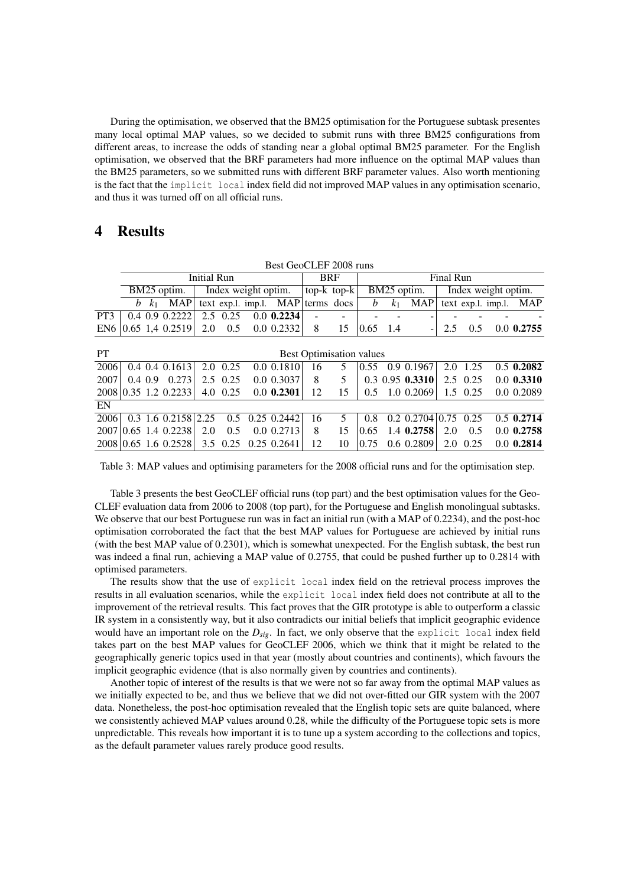During the optimisation, we observed that the BM25 optimisation for the Portuguese subtask presentes many local optimal MAP values, so we decided to submit runs with three BM25 configurations from different areas, to increase the odds of standing near a global optimal BM25 parameter. For the English optimisation, we observed that the BRF parameters had more influence on the optimal MAP values than the BM25 parameters, so we submitted runs with different BRF parameter values. Also worth mentioning is the fact that the `implicit local` index field did not improved MAP values in any optimisation scenario, and thus it was turned off on all official runs.

# 4 Results

| Best GeoCLEF 2008 runs | | | | | | | | | | | | | | | | |
|---|---|---|---|---|---|---|---|---|---|---|---|---|---|---|---|---|
| | Initial Run | | | | | | | BRF | | Final Run | | | | | | |
| | BM25 optim. | | | Index weight optim. | | | | top-k | top-k | BM25 optim. | | | Index weight optim. | | | |
| | $b$ | $k_1$ | MAP | text | exp.l. | imp.l. | MAP | terms | docs | $b$ | $k_1$ | MAP | text | exp.l. | imp.l. | MAP |
| PT3 | 0.4 | 0.9 | 0.2222 | 2.5 | 0.25 | 0.0 | **0.2234** | - | - | - | - | - | - | - | - | - |
| EN6 | 0.65 | 1,4 | 0.2519 | 2.0 | 0.5 | 0.0 | 0.2332 | 8 | 15 | 0.65 | 1.4 | - | 2.5 | 0.5 | 0.0 | **0.2755** |
| PT | Best Optimisation values | | | | | | | | | | | | | | | |
| 2006 | 0.4 | 0.4 | 0.1613 | 2.0 | 0.25 | 0.0 | 0.1810 | 16 | 5 | 0.55 | 0.9 | 0.1967 | 2.0 | 1.25 | 0.5 | **0.2082** |
| 2007 | 0.4 | 0.9 | 0.273 | 2.5 | 0.25 | 0.0 | 0.3037 | 8 | 5 | 0.3 | 0.95 | **0.3310** | 2.5 | 0.25 | 0.0 | **0.3310** |
| 2008 | 0.35 | 1.2 | 0.2233 | 4.0 | 0.25 | 0.0 | **0.2301** | 12 | 15 | 0.5 | 1.0 | 0.2069 | 1.5 | 0.25 | 0.0 | 0.2089 |
| EN | | | | | | | | | | | | | | | | |
| 2006 | 0.3 | 1.6 | 0.2158 | 2.25 | 0.5 | 0.25 | 0.2442 | 16 | 5 | 0.8 | 0.2 | 0.2704 | 0.75 | 0.25 | 0.5 | **0.2714** |
| 2007 | 0.65 | 1.4 | 0.2238 | 2.0 | 0.5 | 0.0 | 0.2713 | 8 | 15 | 0.65 | 1.4 | **0.2758** | 2.0 | 0.5 | 0.0 | **0.2758** |
| 2008 | 0.65 | 1.6 | 0.2528 | 3.5 | 0.25 | 0.25 | 0.2641 | 12 | 10 | 0.75 | 0.6 | 0.2809 | 2.0 | 0.25 | 0.0 | **0.2814** |

Table 3: MAP values and optimising parameters for the 2008 official runs and for the optimisation step.

Table 3 presents the best GeoCLEF official runs (top part) and the best optimisation values for the GeoCLEF evaluation data from 2006 to 2008 (top part), for the Portuguese and English monolingual subtasks. We observe that our best Portuguese run was in fact an initial run (with a MAP of 0.2234), and the post-hoc optimisation corroborated the fact that the best MAP values for Portuguese are achieved by initial runs (with the best MAP value of 0.2301), which is somewhat unexpected. For the English subtask, the best run was indeed a final run, achieving a MAP value of 0.2755, that could be pushed further up to 0.2814 with optimised parameters.

The results show that the use of `explicit local` index field on the retrieval process improves the results in all evaluation scenarios, while the `explicit local` index field does not contribute at all to the improvement of the retrieval results. This fact proves that the GIR prototype is able to outperform a classic IR system in a consistently way, but it also contradicts our initial beliefs that implicit geographic evidence would have an important role on the $D_{sig}$. In fact, we only observe that the `explicit local` index field takes part on the best MAP values for GeoCLEF 2006, which we think that it might be related to the geographically generic topics used in that year (mostly about countries and continents), which favours the implicit geographic evidence (that is also normally given by countries and continents).

Another topic of interest of the results is that we were not so far away from the optimal MAP values as we initially expected to be, and thus we believe that we did not over-fitted our GIR system with the 2007 data. Nonetheless, the post-hoc optimisation revealed that the English topic sets are quite balanced, where we consistently achieved MAP values around 0.28, while the difficulty of the Portuguese topic sets is more unpredictable. This reveals how important it is to tune up a system according to the collections and topics, as the default parameter values rarely produce good results.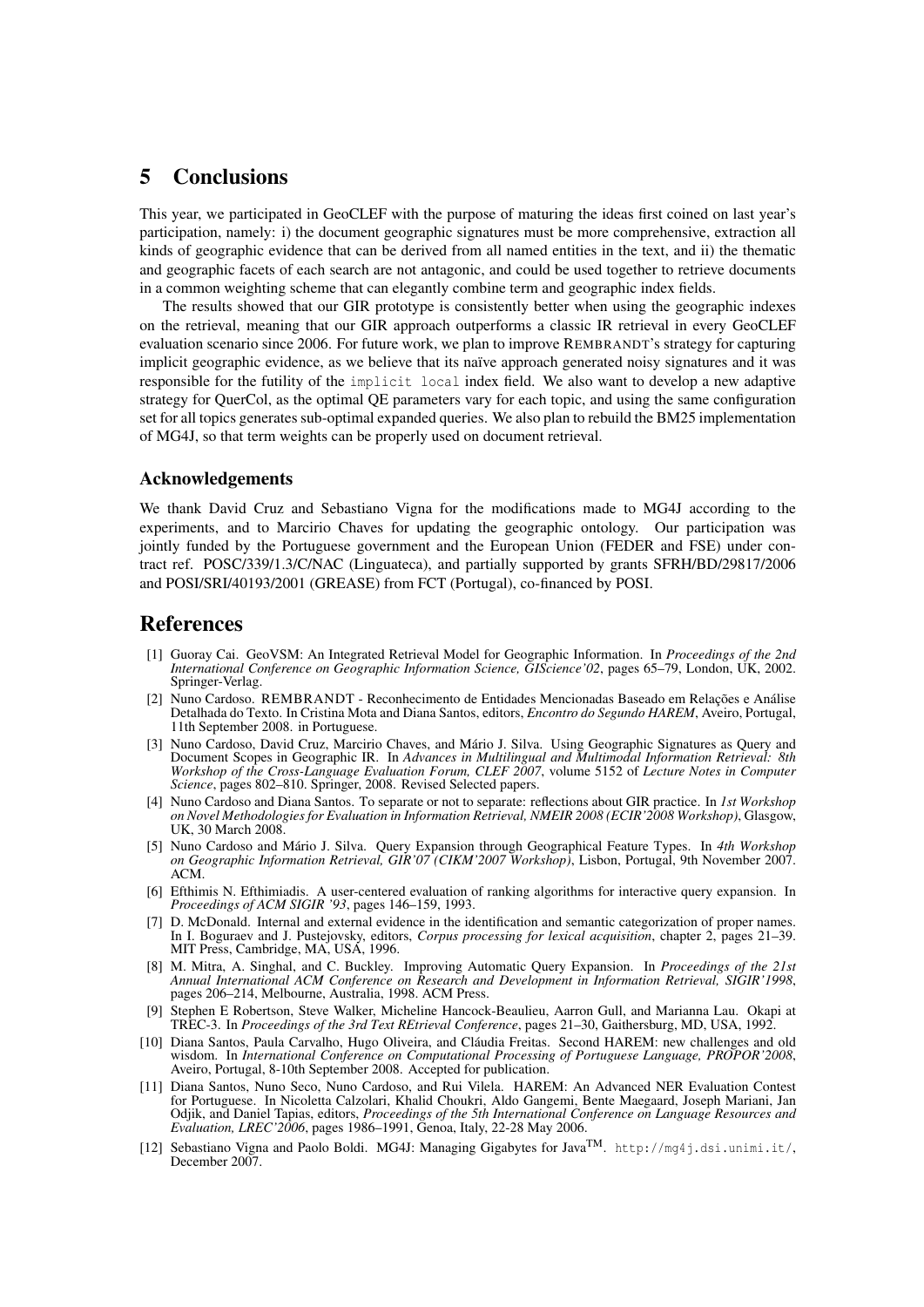## 5 Conclusions

This year, we participated in GeoCLEF with the purpose of maturing the ideas first coined on last year's participation, namely: i) the document geographic signatures must be more comprehensive, extraction all kinds of geographic evidence that can be derived from all named entities in the text, and ii) the thematic and geographic facets of each search are not antagonic, and could be used together to retrieve documents in a common weighting scheme that can elegantly combine term and geographic index fields.

The results showed that our GIR prototype is consistently better when using the geographic indexes on the retrieval, meaning that our GIR approach outperforms a classic IR retrieval in every GeoCLEF evaluation scenario since 2006. For future work, we plan to improve REMBRANDT's strategy for capturing implicit geographic evidence, as we believe that its naïve approach generated noisy signatures and it was responsible for the futility of the `implicit local` index field. We also want to develop a new adaptive strategy for QuerCol, as the optimal QE parameters vary for each topic, and using the same configuration set for all topics generates sub-optimal expanded queries. We also plan to rebuild the BM25 implementation of MG4J, so that term weights can be properly used on document retrieval.

### Acknowledgements

We thank David Cruz and Sebastiano Vigna for the modifications made to MG4J according to the experiments, and to Marcirio Chaves for updating the geographic ontology. Our participation was jointly funded by the Portuguese government and the European Union (FEDER and FSE) under contract ref. POSC/339/1.3/C/NAC (Linguateca), and partially supported by grants SFRH/BD/29817/2006 and POSI/SRI/40193/2001 (GREASE) from FCT (Portugal), co-financed by POSI.

## References

[1] Guoray Cai. GeoVSM: An Integrated Retrieval Model for Geographic Information. In *Proceedings of the 2nd International Conference on Geographic Information Science, GIScience'02*, pages 65–79, London, UK, 2002. Springer-Verlag.

[2] Nuno Cardoso. REMBRANDT - Reconhecimento de Entidades Mencionadas Baseado em Relações e Análise Detalhada do Texto. In Cristina Mota and Diana Santos, editors, *Encontro do Segundo HAREM*, Aveiro, Portugal, 11th September 2008. in Portuguese.

[3] Nuno Cardoso, David Cruz, Marcirio Chaves, and Mário J. Silva. Using Geographic Signatures as Query and Document Scopes in Geographic IR. In *Advances in Multilingual and Multimodal Information Retrieval: 8th Workshop of the Cross-Language Evaluation Forum, CLEF 2007*, volume 5152 of *Lecture Notes in Computer Science*, pages 802–810. Springer, 2008. Revised Selected papers.

[4] Nuno Cardoso and Diana Santos. To separate or not to separate: reflections about GIR practice. In *1st Workshop on Novel Methodologies for Evaluation in Information Retrieval, NMEIR 2008 (ECIR'2008 Workshop)*, Glasgow, UK, 30 March 2008.

[5] Nuno Cardoso and Mário J. Silva. Query Expansion through Geographical Feature Types. In *4th Workshop on Geographic Information Retrieval, GIR'07 (CIKM'2007 Workshop)*, Lisbon, Portugal, 9th November 2007. ACM.

[6] Efthimis N. Efthimiadis. A user-centered evaluation of ranking algorithms for interactive query expansion. In *Proceedings of ACM SIGIR '93*, pages 146–159, 1993.

[7] D. McDonald. Internal and external evidence in the identification and semantic categorization of proper names. In I. Boguraev and J. Pustejovsky, editors, *Corpus processing for lexical acquisition*, chapter 2, pages 21–39. MIT Press, Cambridge, MA, USA, 1996.

[8] M. Mitra, A. Singhal, and C. Buckley. Improving Automatic Query Expansion. In *Proceedings of the 21st Annual International ACM Conference on Research and Development in Information Retrieval, SIGIR'1998*, pages 206–214, Melbourne, Australia, 1998. ACM Press.

[9] Stephen E Robertson, Steve Walker, Micheline Hancock-Beaulieu, Aarron Gull, and Marianna Lau. Okapi at TREC-3. In *Proceedings of the 3rd Text REtrieval Conference*, pages 21–30, Gaithersburg, MD, USA, 1992.

[10] Diana Santos, Paula Carvalho, Hugo Oliveira, and Cláudia Freitas. Second HAREM: new challenges and old wisdom. In *International Conference on Computational Processing of Portuguese Language, PROPOR'2008*, Aveiro, Portugal, 8-10th September 2008. Accepted for publication.

[11] Diana Santos, Nuno Seco, Nuno Cardoso, and Rui Vilela. HAREM: An Advanced NER Evaluation Contest for Portuguese. In Nicoletta Calzolari, Khalid Choukri, Aldo Gangemi, Bente Maegaard, Joseph Mariani, Jan Odjik, and Daniel Tapias, editors, *Proceedings of the 5th International Conference on Language Resources and Evaluation, LREC'2006*, pages 1986–1991, Genoa, Italy, 22-28 May 2006.

[12] Sebastiano Vigna and Paolo Boldi. MG4J: Managing Gigabytes for Java™. http://mg4j.dsi.unimi.it/, December 2007.